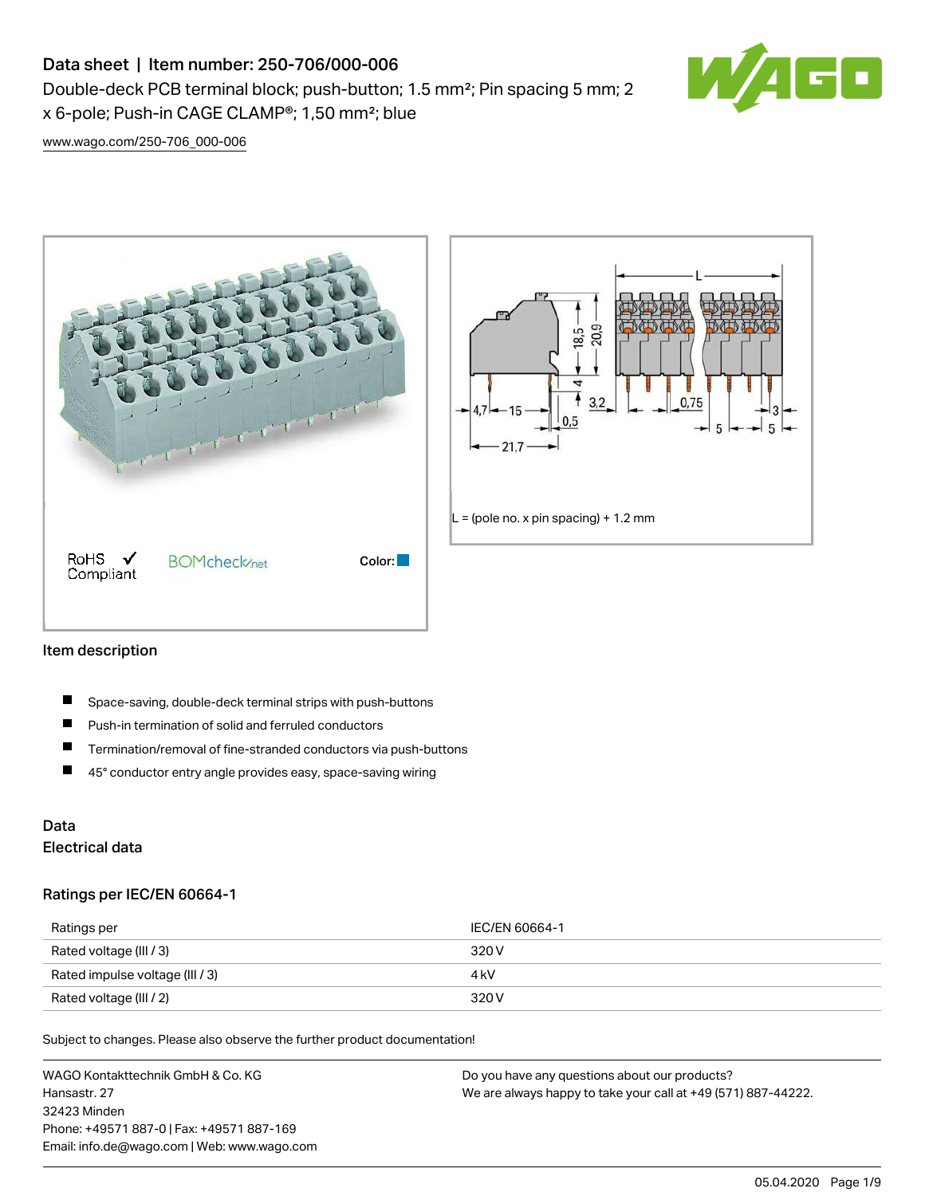# Data sheet | Item number: 250-706/000-006

Double-deck PCB terminal block; push-button; 1.5 mm²; Pin spacing 5 mm; 2 x 6-pole; Push-in CAGE CLAMP®; 1,50 mm²; blue

www.wago.com/250-706_000-006

RoHS ✓ Compliant BOMcheck.net Color:

L = (pole no. x pin spacing) + 1.2 mm

## Item description

- Space-saving, double-deck terminal strips with push-buttons
- Push-in termination of solid and ferruled conductors
- Termination/removal of fine-stranded conductors via push-buttons
- 45° conductor entry angle provides easy, space-saving wiring

## Data

### Electrical data

#### Ratings per IEC/EN 60664-1

| Ratings per | IEC/EN 60664-1 |
| --- | --- |
| Rated voltage (III / 3) | 320 V |
| Rated impulse voltage (III / 3) | 4 kV |
| Rated voltage (III / 2) | 320 V |

Subject to changes. Please also observe the further product documentation!

WAGO Kontakttechnik GmbH & Co. KG
Hansastr. 27
32423 Minden
Phone: +49571 887-0 | Fax: +49571 887-169
Email: info.de@wago.com | Web: www.wago.com

Do you have any questions about our products?
We are always happy to take your call at +49 (571) 887-44222.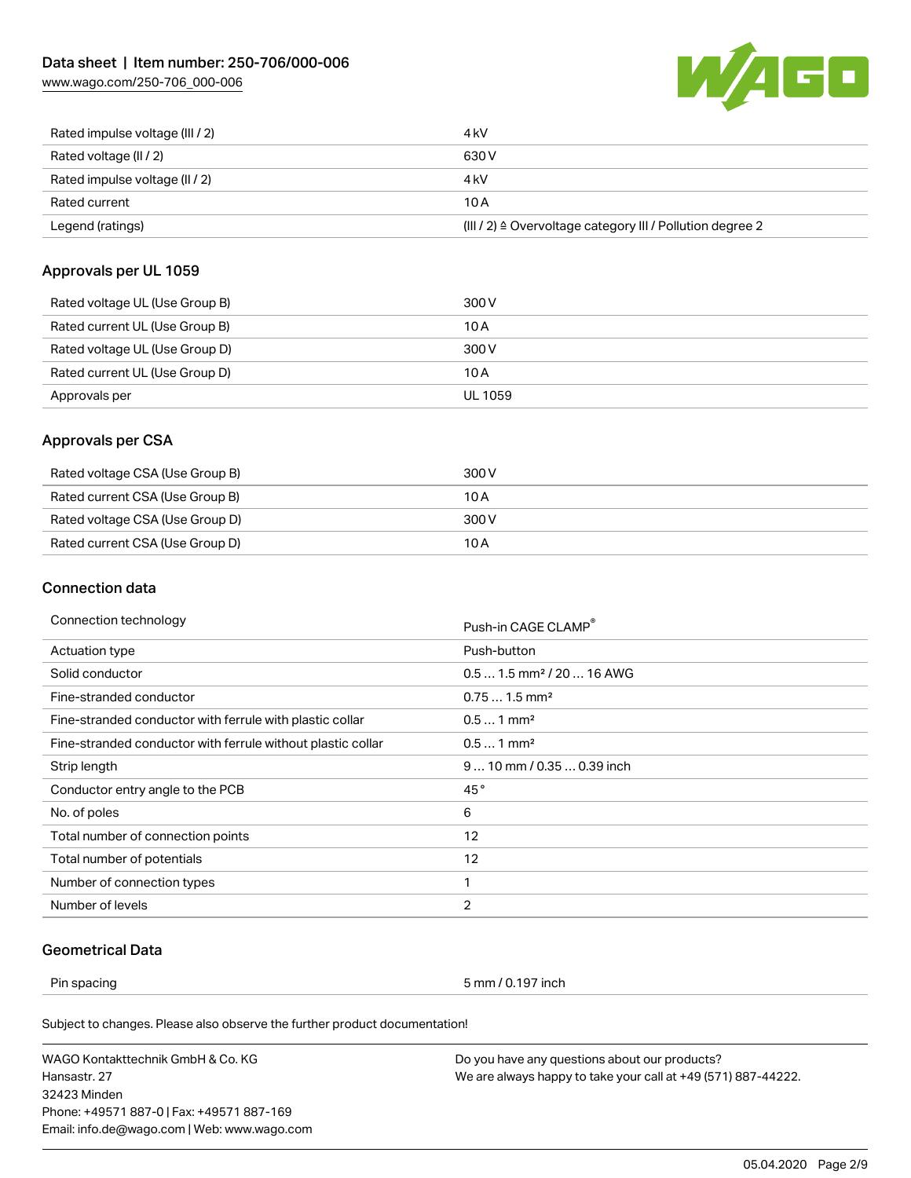| | |
|---|---|
| Rated impulse voltage (III / 2) | 4 kV |
| Rated voltage (II / 2) | 630 V |
| Rated impulse voltage (II / 2) | 4 kV |
| Rated current | 10 A |
| Legend (ratings) | (III / 2) ≙ Overvoltage category III / Pollution degree 2 |

## Approvals per UL 1059

| | |
|---|---|
| Rated voltage UL (Use Group B) | 300 V |
| Rated current UL (Use Group B) | 10 A |
| Rated voltage UL (Use Group D) | 300 V |
| Rated current UL (Use Group D) | 10 A |
| Approvals per | UL 1059 |

## Approvals per CSA

| | |
|---|---|
| Rated voltage CSA (Use Group B) | 300 V |
| Rated current CSA (Use Group B) | 10 A |
| Rated voltage CSA (Use Group D) | 300 V |
| Rated current CSA (Use Group D) | 10 A |

## Connection data

| | |
|---|---|
| Connection technology | Push-in CAGE CLAMP® |
| Actuation type | Push-button |
| Solid conductor | 0.5 … 1.5 mm² / 20 … 16 AWG |
| Fine-stranded conductor | 0.75 … 1.5 mm² |
| Fine-stranded conductor with ferrule with plastic collar | 0.5 … 1 mm² |
| Fine-stranded conductor with ferrule without plastic collar | 0.5 … 1 mm² |
| Strip length | 9 … 10 mm / 0.35 … 0.39 inch |
| Conductor entry angle to the PCB | 45 ° |
| No. of poles | 6 |
| Total number of connection points | 12 |
| Total number of potentials | 12 |
| Number of connection types | 1 |
| Number of levels | 2 |

## Geometrical Data

| | |
|---|---|
| Pin spacing | 5 mm / 0.197 inch |

Subject to changes. Please also observe the further product documentation!

WAGO Kontakttechnik GmbH & Co. KG
Hansastr. 27
32423 Minden
Phone: +49571 887-0 | Fax: +49571 887-169
Email: info.de@wago.com | Web: www.wago.com

Do you have any questions about our products?
We are always happy to take your call at +49 (571) 887-44222.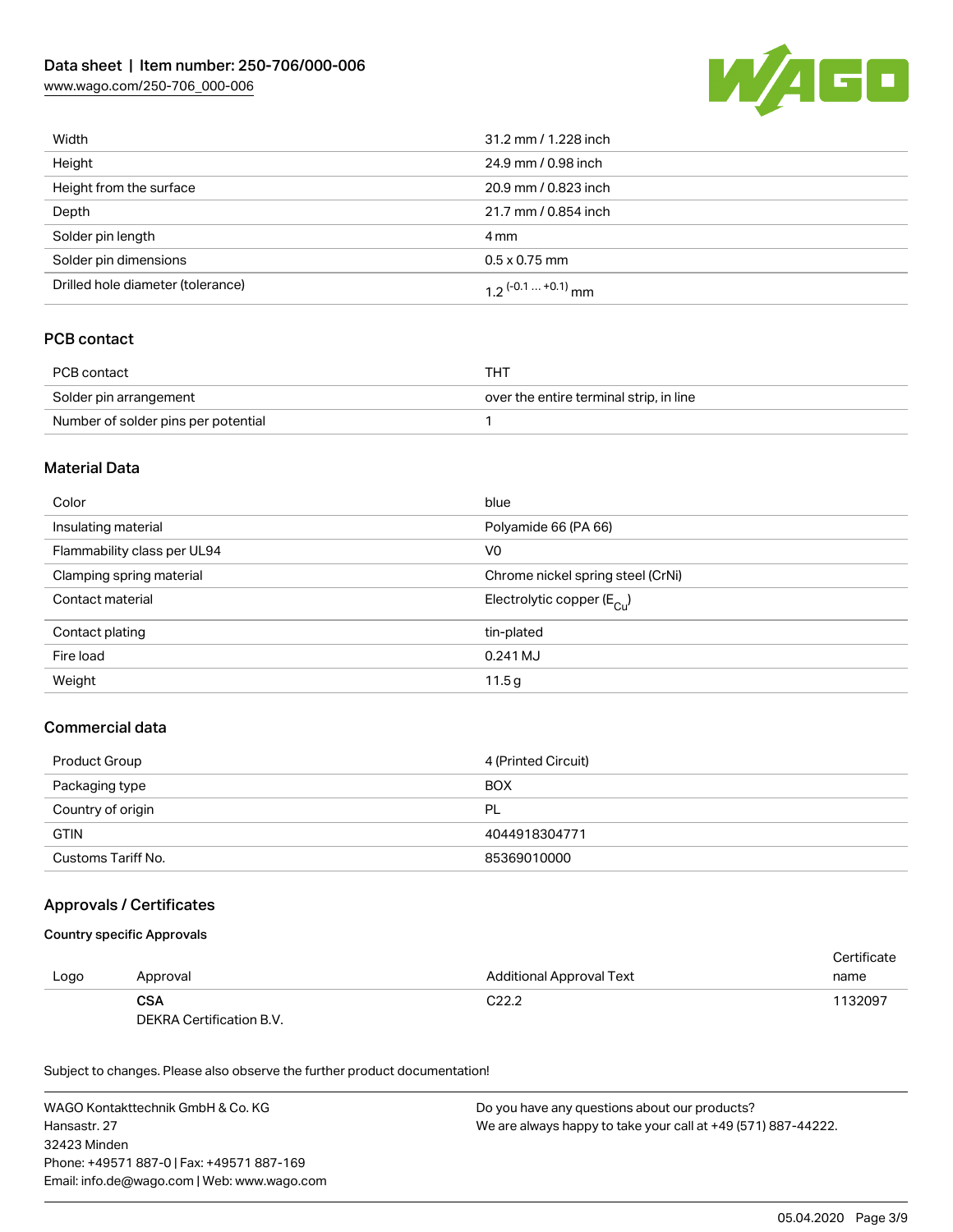| | |
|---|---|
| Width | 31.2 mm / 1.228 inch |
| Height | 24.9 mm / 0.98 inch |
| Height from the surface | 20.9 mm / 0.823 inch |
| Depth | 21.7 mm / 0.854 inch |
| Solder pin length | 4 mm |
| Solder pin dimensions | 0.5 x 0.75 mm |
| Drilled hole diameter (tolerance) | $1.2^{(-0.1 \dots +0.1)}$ mm |

## PCB contact

| | |
|---|---|
| PCB contact | THT |
| Solder pin arrangement | over the entire terminal strip, in line |
| Number of solder pins per potential | 1 |

## Material Data

| | |
|---|---|
| Color | blue |
| Insulating material | Polyamide 66 (PA 66) |
| Flammability class per UL94 | V0 |
| Clamping spring material | Chrome nickel spring steel (CrNi) |
| Contact material | Electrolytic copper ($E_{Cu}$) |
| Contact plating | tin-plated |
| Fire load | 0.241 MJ |
| Weight | 11.5 g |

## Commercial data

| | |
|---|---|
| Product Group | 4 (Printed Circuit) |
| Packaging type | BOX |
| Country of origin | PL |
| GTIN | 4044918304771 |
| Customs Tariff No. | 85369010000 |

## Approvals / Certificates

### Country specific Approvals

| Logo | Approval | Additional Approval Text | Certificate name |
|---|---|---|---|
| | **CSA**<br>DEKRA Certification B.V. | C22.2 | 1132097 |

Subject to changes. Please also observe the further product documentation!

WAGO Kontakttechnik GmbH & Co. KG
Hansastr. 27
32423 Minden
Phone: +49571 887-0 | Fax: +49571 887-169
Email: info.de@wago.com | Web: www.wago.com

Do you have any questions about our products?
We are always happy to take your call at +49 (571) 887-44222.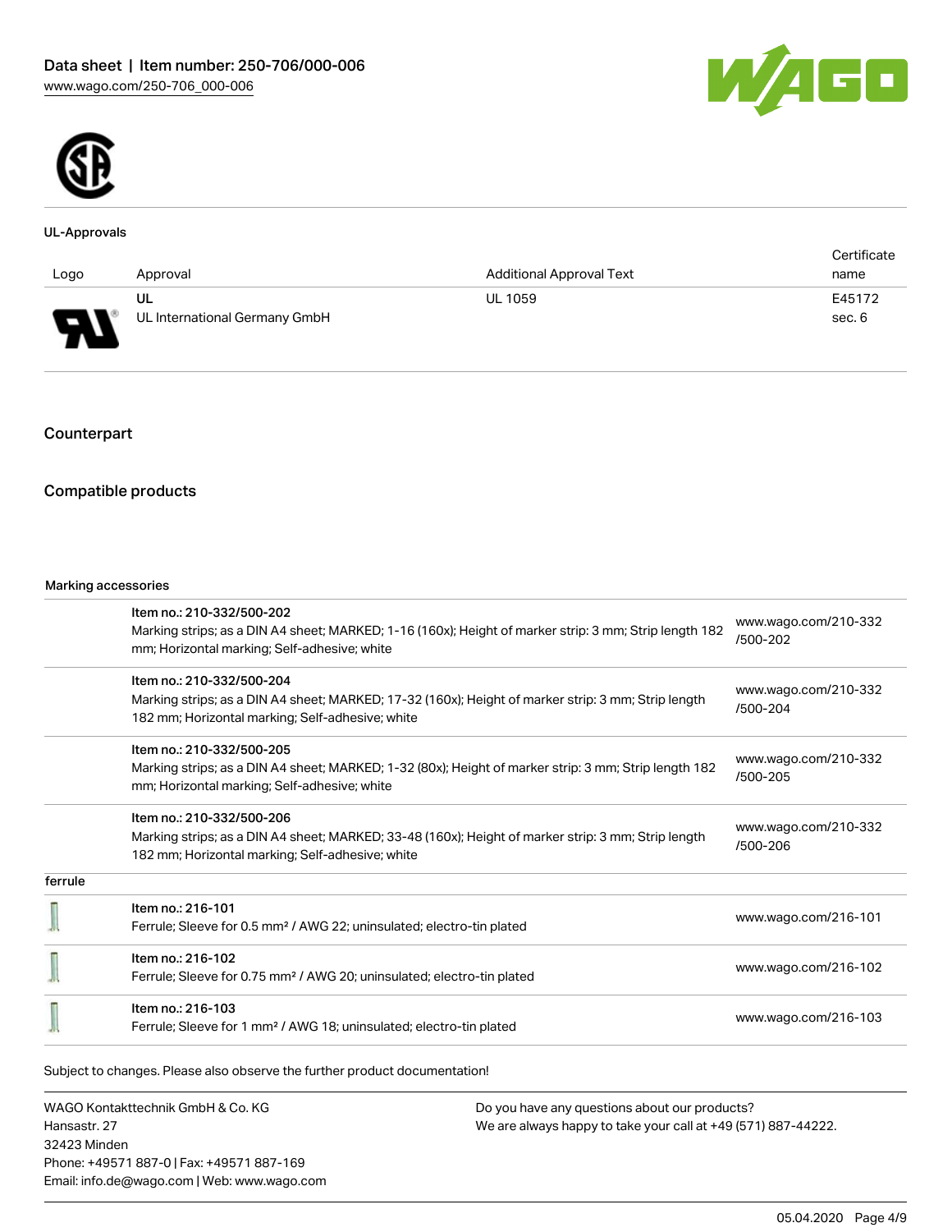## UL-Approvals

| Logo | Approval | Additional Approval Text | Certificate name |
| --- | --- | --- | --- |
| | UL<br>UL International Germany GmbH | UL 1059 | E45172<br>sec. 6 |

## Counterpart

## Compatible products

**Marking accessories**

| | | |
| --- | --- | --- |
| | Item no.: 210-332/500-202<br>Marking strips; as a DIN A4 sheet; MARKED; 1-16 (160x); Height of marker strip: 3 mm; Strip length 182 mm; Horizontal marking; Self-adhesive; white | www.wago.com/210-332/500-202 |
| | Item no.: 210-332/500-204<br>Marking strips; as a DIN A4 sheet; MARKED; 17-32 (160x); Height of marker strip: 3 mm; Strip length 182 mm; Horizontal marking; Self-adhesive; white | www.wago.com/210-332/500-204 |
| | Item no.: 210-332/500-205<br>Marking strips; as a DIN A4 sheet; MARKED; 1-32 (80x); Height of marker strip: 3 mm; Strip length 182 mm; Horizontal marking; Self-adhesive; white | www.wago.com/210-332/500-205 |
| | Item no.: 210-332/500-206<br>Marking strips; as a DIN A4 sheet; MARKED; 33-48 (160x); Height of marker strip: 3 mm; Strip length 182 mm; Horizontal marking; Self-adhesive; white | www.wago.com/210-332/500-206 |

**ferrule**

| | | |
| --- | --- | --- |
| | Item no.: 216-101<br>Ferrule; Sleeve for 0.5 mm² / AWG 22; uninsulated; electro-tin plated | www.wago.com/216-101 |
| | Item no.: 216-102<br>Ferrule; Sleeve for 0.75 mm² / AWG 20; uninsulated; electro-tin plated | www.wago.com/216-102 |
| | Item no.: 216-103<br>Ferrule; Sleeve for 1 mm² / AWG 18; uninsulated; electro-tin plated | www.wago.com/216-103 |

Subject to changes. Please also observe the further product documentation!

WAGO Kontakttechnik GmbH & Co. KG
Hansastr. 27
32423 Minden
Phone: +49571 887-0 | Fax: +49571 887-169
Email: info.de@wago.com | Web: www.wago.com

Do you have any questions about our products?
We are always happy to take your call at +49 (571) 887-44222.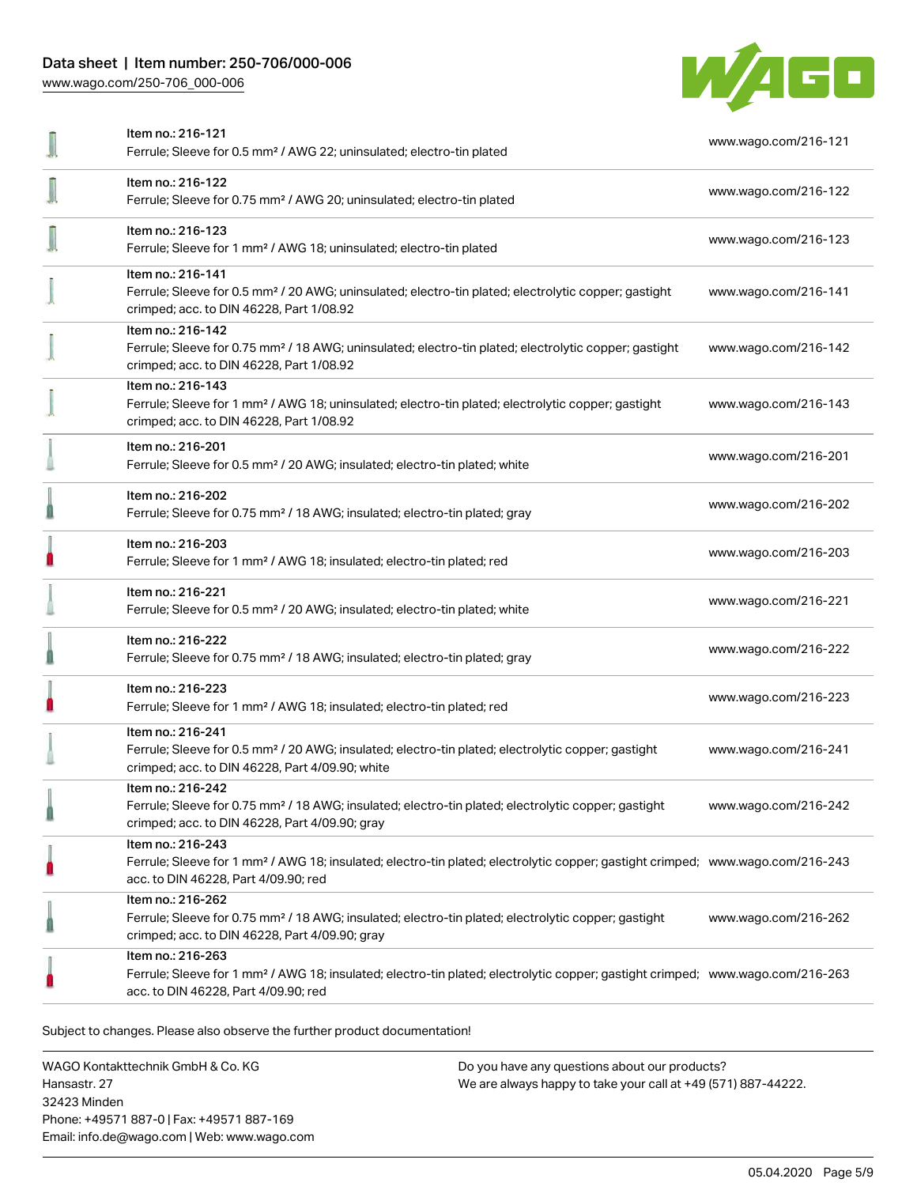| | | |
|---|---|---|
| | Item no.: 216-121<br>Ferrule; Sleeve for 0.5 mm² / AWG 22; uninsulated; electro-tin plated | www.wago.com/216-121 |
| | Item no.: 216-122<br>Ferrule; Sleeve for 0.75 mm² / AWG 20; uninsulated; electro-tin plated | www.wago.com/216-122 |
| | Item no.: 216-123<br>Ferrule; Sleeve for 1 mm² / AWG 18; uninsulated; electro-tin plated | www.wago.com/216-123 |
| | Item no.: 216-141<br>Ferrule; Sleeve for 0.5 mm² / 20 AWG; uninsulated; electro-tin plated; electrolytic copper; gastight crimped; acc. to DIN 46228, Part 1/08.92 | www.wago.com/216-141 |
| | Item no.: 216-142<br>Ferrule; Sleeve for 0.75 mm² / 18 AWG; uninsulated; electro-tin plated; electrolytic copper; gastight crimped; acc. to DIN 46228, Part 1/08.92 | www.wago.com/216-142 |
| | Item no.: 216-143<br>Ferrule; Sleeve for 1 mm² / AWG 18; uninsulated; electro-tin plated; electrolytic copper; gastight crimped; acc. to DIN 46228, Part 1/08.92 | www.wago.com/216-143 |
| | Item no.: 216-201<br>Ferrule; Sleeve for 0.5 mm² / 20 AWG; insulated; electro-tin plated; white | www.wago.com/216-201 |
| | Item no.: 216-202<br>Ferrule; Sleeve for 0.75 mm² / 18 AWG; insulated; electro-tin plated; gray | www.wago.com/216-202 |
| | Item no.: 216-203<br>Ferrule; Sleeve for 1 mm² / AWG 18; insulated; electro-tin plated; red | www.wago.com/216-203 |
| | Item no.: 216-221<br>Ferrule; Sleeve for 0.5 mm² / 20 AWG; insulated; electro-tin plated; white | www.wago.com/216-221 |
| | Item no.: 216-222<br>Ferrule; Sleeve for 0.75 mm² / 18 AWG; insulated; electro-tin plated; gray | www.wago.com/216-222 |
| | Item no.: 216-223<br>Ferrule; Sleeve for 1 mm² / AWG 18; insulated; electro-tin plated; red | www.wago.com/216-223 |
| | Item no.: 216-241<br>Ferrule; Sleeve for 0.5 mm² / 20 AWG; insulated; electro-tin plated; electrolytic copper; gastight crimped; acc. to DIN 46228, Part 4/09.90; white | www.wago.com/216-241 |
| | Item no.: 216-242<br>Ferrule; Sleeve for 0.75 mm² / 18 AWG; insulated; electro-tin plated; electrolytic copper; gastight crimped; acc. to DIN 46228, Part 4/09.90; gray | www.wago.com/216-242 |
| | Item no.: 216-243<br>Ferrule; Sleeve for 1 mm² / AWG 18; insulated; electro-tin plated; electrolytic copper; gastight crimped; acc. to DIN 46228, Part 4/09.90; red | www.wago.com/216-243 |
| | Item no.: 216-262<br>Ferrule; Sleeve for 0.75 mm² / 18 AWG; insulated; electro-tin plated; electrolytic copper; gastight crimped; acc. to DIN 46228, Part 4/09.90; gray | www.wago.com/216-262 |
| | Item no.: 216-263<br>Ferrule; Sleeve for 1 mm² / AWG 18; insulated; electro-tin plated; electrolytic copper; gastight crimped; acc. to DIN 46228, Part 4/09.90; red | www.wago.com/216-263 |

Subject to changes. Please also observe the further product documentation!

WAGO Kontakttechnik GmbH & Co. KG
Hansastr. 27
32423 Minden
Phone: +49571 887-0 | Fax: +49571 887-169
Email: info.de@wago.com | Web: www.wago.com

Do you have any questions about our products?
We are always happy to take your call at +49 (571) 887-44222.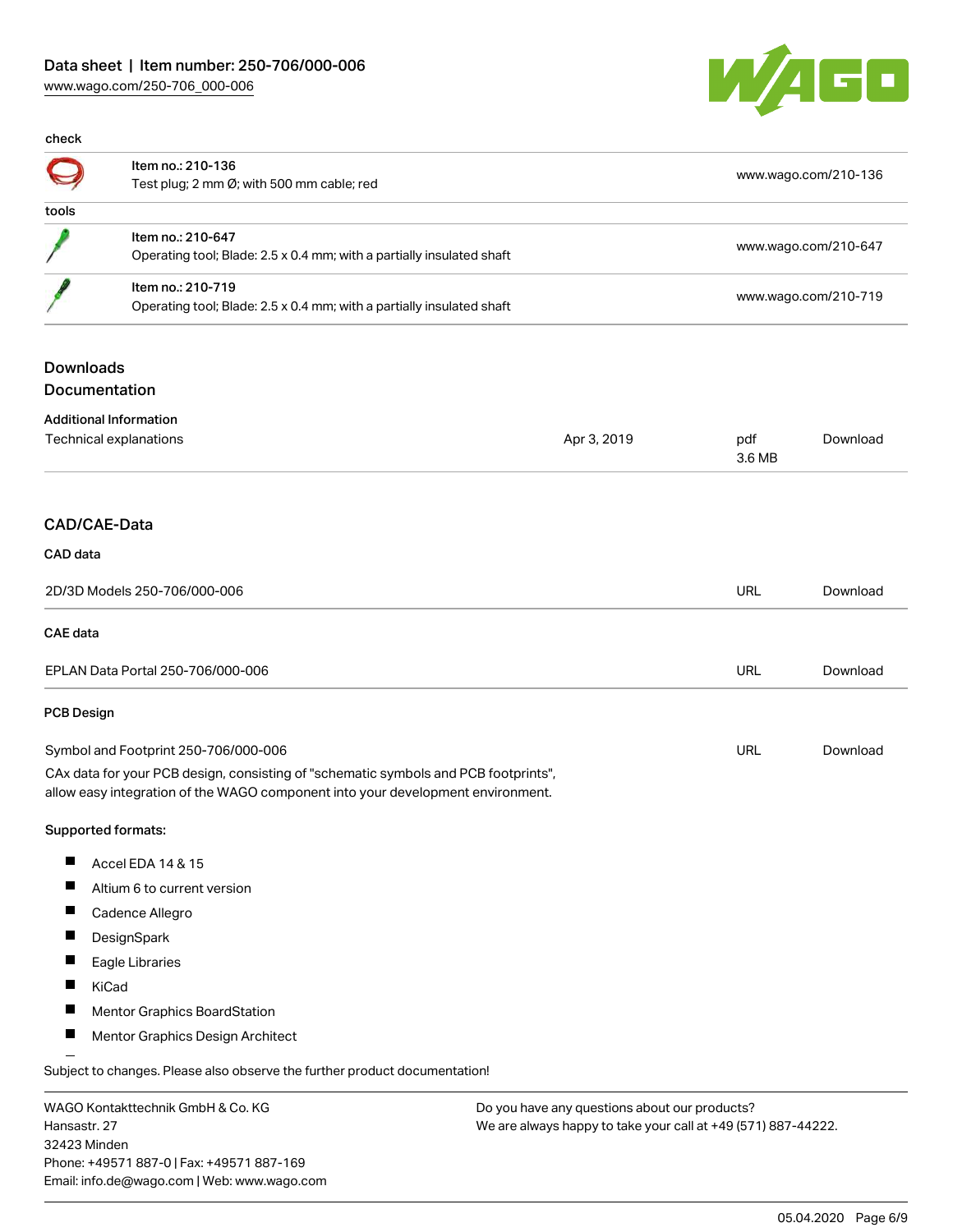check

| | | |
|---|---|---|
| | Item no.: 210-136<br>Test plug; 2 mm Ø; with 500 mm cable; red | www.wago.com/210-136 |

tools

| | | |
|---|---|---|
| | Item no.: 210-647<br>Operating tool; Blade: 2.5 x 0.4 mm; with a partially insulated shaft | www.wago.com/210-647 |
| | Item no.: 210-719<br>Operating tool; Blade: 2.5 x 0.4 mm; with a partially insulated shaft | www.wago.com/210-719 |

## Downloads

### Documentation

**Additional Information**

| | | | |
|---|---|---|---|
| Technical explanations | Apr 3, 2019 | pdf<br>3.6 MB | Download |

## CAD/CAE-Data

**CAD data**

| | | |
|---|---|---|
| 2D/3D Models 250-706/000-006 | URL | Download |

**CAE data**

| | | |
|---|---|---|
| EPLAN Data Portal 250-706/000-006 | URL | Download |

**PCB Design**

| | | |
|---|---|---|
| Symbol and Footprint 250-706/000-006 | URL | Download |

CAx data for your PCB design, consisting of "schematic symbols and PCB footprints", allow easy integration of the WAGO component into your development environment.

**Supported formats:**

- Accel EDA 14 & 15
- Altium 6 to current version
- Cadence Allegro
- DesignSpark
- Eagle Libraries
- KiCad
- Mentor Graphics BoardStation
- Mentor Graphics Design Architect

Subject to changes. Please also observe the further product documentation!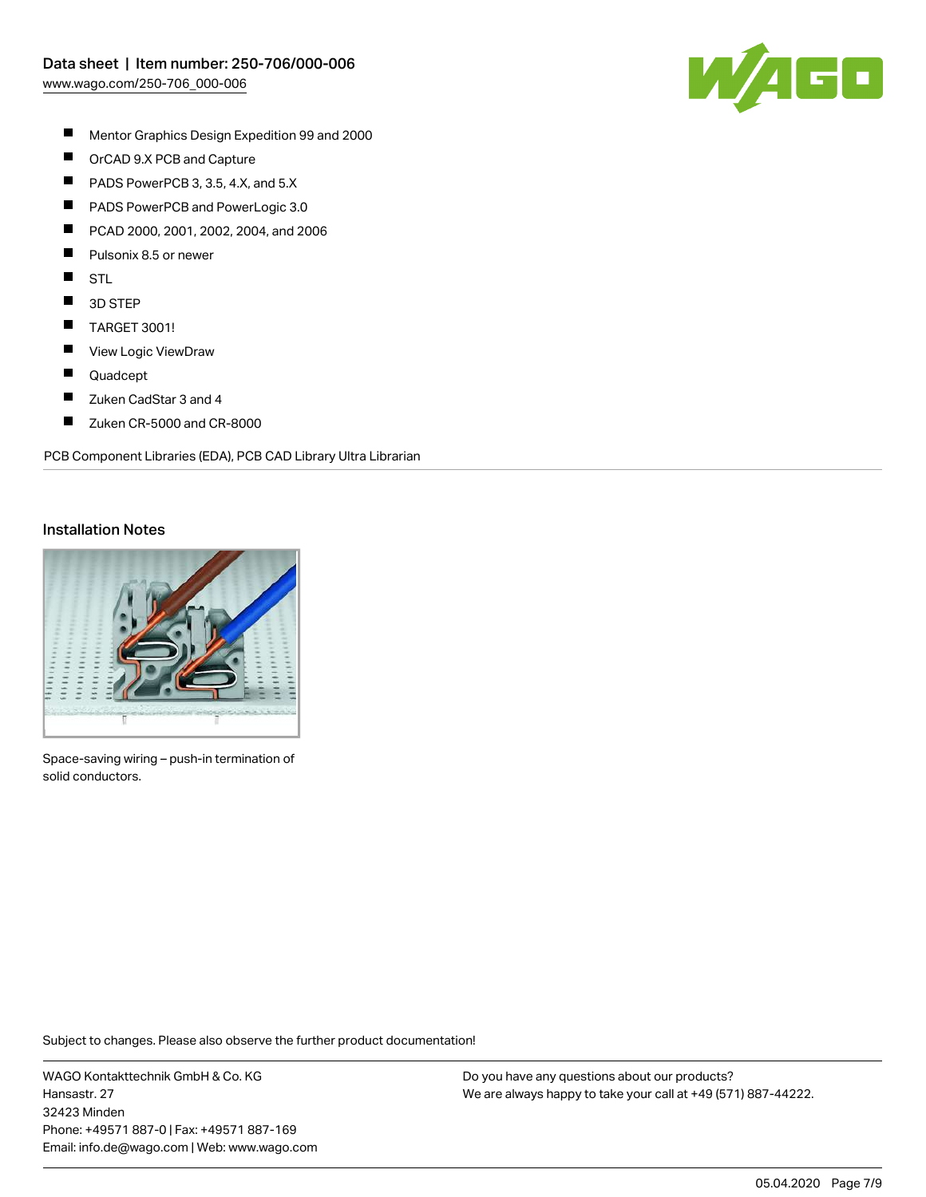- Mentor Graphics Design Expedition 99 and 2000
- OrCAD 9.X PCB and Capture
- PADS PowerPCB 3, 3.5, 4.X, and 5.X
- PADS PowerPCB and PowerLogic 3.0
- PCAD 2000, 2001, 2002, 2004, and 2006
- Pulsonix 8.5 or newer
- STL
- 3D STEP
- TARGET 3001!
- View Logic ViewDraw
- Quadcept
- Zuken CadStar 3 and 4
- Zuken CR-5000 and CR-8000

PCB Component Libraries (EDA), PCB CAD Library Ultra Librarian

## Installation Notes

Space-saving wiring – push-in termination of solid conductors.

Subject to changes. Please also observe the further product documentation!

WAGO Kontakttechnik GmbH & Co. KG
Hansastr. 27
32423 Minden
Phone: +49571 887-0 | Fax: +49571 887-169
Email: info.de@wago.com | Web: www.wago.com

Do you have any questions about our products?
We are always happy to take your call at +49 (571) 887-44222.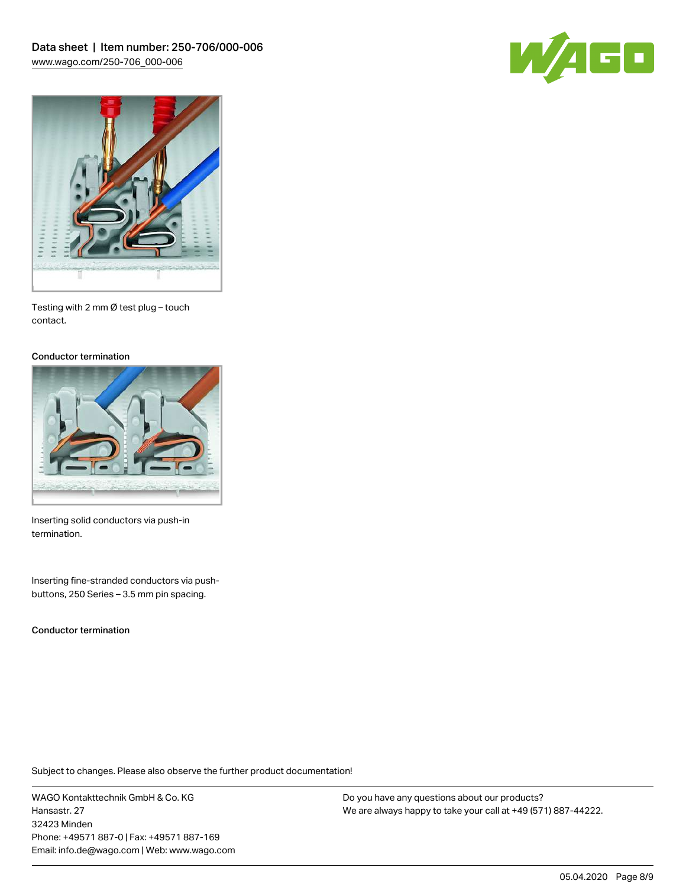Testing with 2 mm Ø test plug – touch contact.

### Conductor termination

Inserting solid conductors via push-in termination.

Inserting fine-stranded conductors via push-buttons, 250 Series – 3.5 mm pin spacing.

### Conductor termination

Subject to changes. Please also observe the further product documentation!

WAGO Kontakttechnik GmbH & Co. KG
Hansastr. 27
32423 Minden
Phone: +49571 887-0 | Fax: +49571 887-169
Email: info.de@wago.com | Web: www.wago.com

Do you have any questions about our products?
We are always happy to take your call at +49 (571) 887-44222.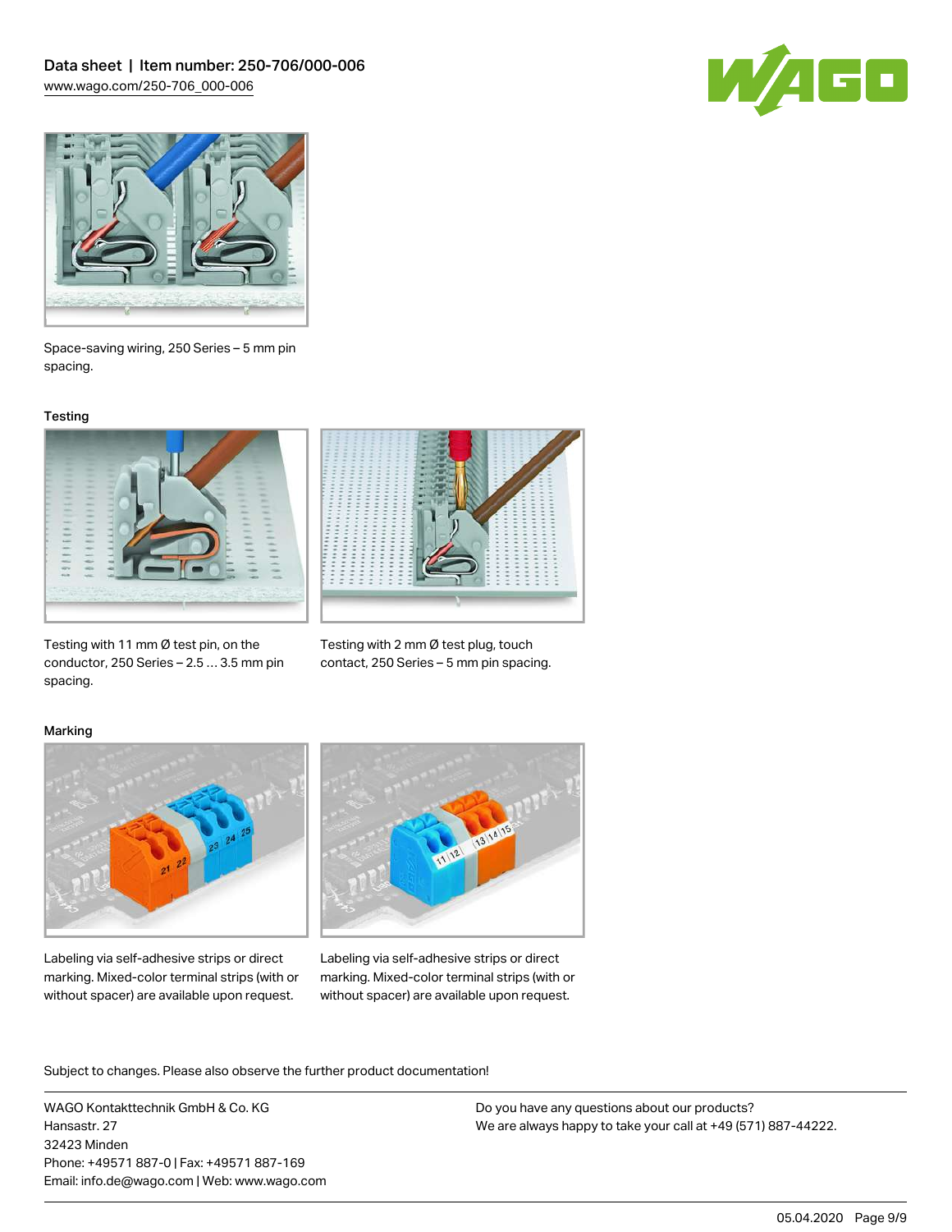Space-saving wiring, 250 Series – 5 mm pin spacing.

## Testing

Testing with 11 mm Ø test pin, on the conductor, 250 Series – 2.5 … 3.5 mm pin spacing.

Testing with 2 mm Ø test plug, touch contact, 250 Series – 5 mm pin spacing.

## Marking

Labeling via self-adhesive strips or direct marking. Mixed-color terminal strips (with or without spacer) are available upon request.

Labeling via self-adhesive strips or direct marking. Mixed-color terminal strips (with or without spacer) are available upon request.

Subject to changes. Please also observe the further product documentation!

WAGO Kontakttechnik GmbH & Co. KG
Hansastr. 27
32423 Minden
Phone: +49571 887-0 | Fax: +49571 887-169
Email: info.de@wago.com | Web: www.wago.com

Do you have any questions about our products?
We are always happy to take your call at +49 (571) 887-44222.